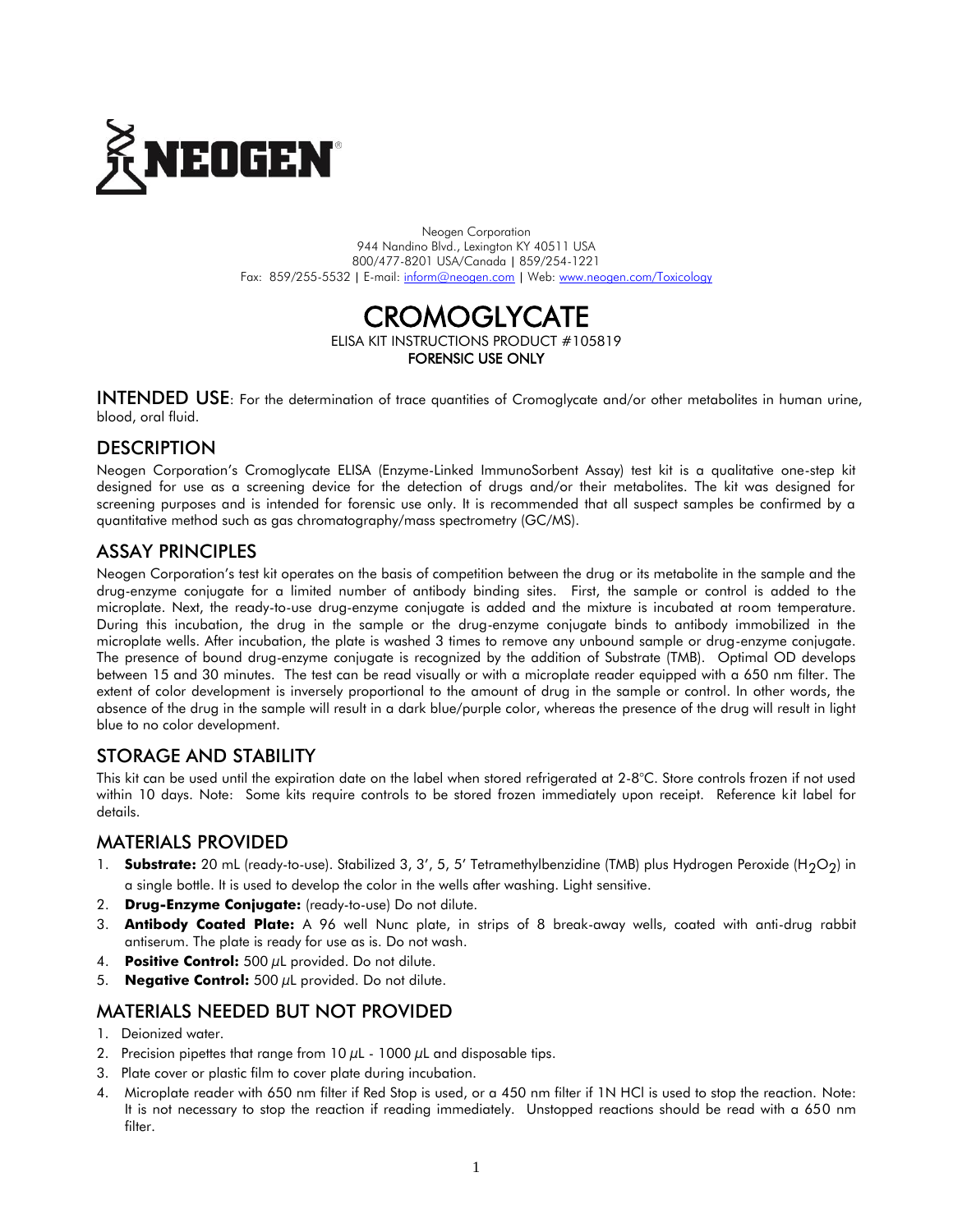NEOGEN®

Neogen Corporation
944 Nandino Blvd., Lexington KY 40511 USA
800/477-8201 USA/Canada | 859/254-1221
Fax: 859/255-5532 | E-mail: inform@neogen.com | Web: www.neogen.com/Toxicology

# CROMOGLYCATE

ELISA KIT INSTRUCTIONS PRODUCT #105819
**FORENSIC USE ONLY**

**INTENDED USE**: For the determination of trace quantities of Cromoglycate and/or other metabolites in human urine, blood, oral fluid.

## DESCRIPTION

Neogen Corporation's Cromoglycate ELISA (Enzyme-Linked ImmunoSorbent Assay) test kit is a qualitative one-step kit designed for use as a screening device for the detection of drugs and/or their metabolites. The kit was designed for screening purposes and is intended for forensic use only. It is recommended that all suspect samples be confirmed by a quantitative method such as gas chromatography/mass spectrometry (GC/MS).

## ASSAY PRINCIPLES

Neogen Corporation's test kit operates on the basis of competition between the drug or its metabolite in the sample and the drug-enzyme conjugate for a limited number of antibody binding sites. First, the sample or control is added to the microplate. Next, the ready-to-use drug-enzyme conjugate is added and the mixture is incubated at room temperature. During this incubation, the drug in the sample or the drug-enzyme conjugate binds to antibody immobilized in the microplate wells. After incubation, the plate is washed 3 times to remove any unbound sample or drug-enzyme conjugate. The presence of bound drug-enzyme conjugate is recognized by the addition of Substrate (TMB). Optimal OD develops between 15 and 30 minutes. The test can be read visually or with a microplate reader equipped with a 650 nm filter. The extent of color development is inversely proportional to the amount of drug in the sample or control. In other words, the absence of the drug in the sample will result in a dark blue/purple color, whereas the presence of the drug will result in light blue to no color development.

## STORAGE AND STABILITY

This kit can be used until the expiration date on the label when stored refrigerated at 2-8°C. Store controls frozen if not used within 10 days. Note: Some kits require controls to be stored frozen immediately upon receipt. Reference kit label for details.

## MATERIALS PROVIDED

1. **Substrate:** 20 mL (ready-to-use). Stabilized 3, 3', 5, 5' Tetramethylbenzidine (TMB) plus Hydrogen Peroxide ($H_2O_2$) in a single bottle. It is used to develop the color in the wells after washing. Light sensitive.
2. **Drug-Enzyme Conjugate:** (ready-to-use) Do not dilute.
3. **Antibody Coated Plate:** A 96 well Nunc plate, in strips of 8 break-away wells, coated with anti-drug rabbit antiserum. The plate is ready for use as is. Do not wash.
4. **Positive Control:** 500 µL provided. Do not dilute.
5. **Negative Control:** 500 µL provided. Do not dilute.

## MATERIALS NEEDED BUT NOT PROVIDED

1. Deionized water.
2. Precision pipettes that range from 10 µL - 1000 µL and disposable tips.
3. Plate cover or plastic film to cover plate during incubation.
4. Microplate reader with 650 nm filter if Red Stop is used, or a 450 nm filter if 1N HCl is used to stop the reaction. Note: It is not necessary to stop the reaction if reading immediately. Unstopped reactions should be read with a 650 nm filter.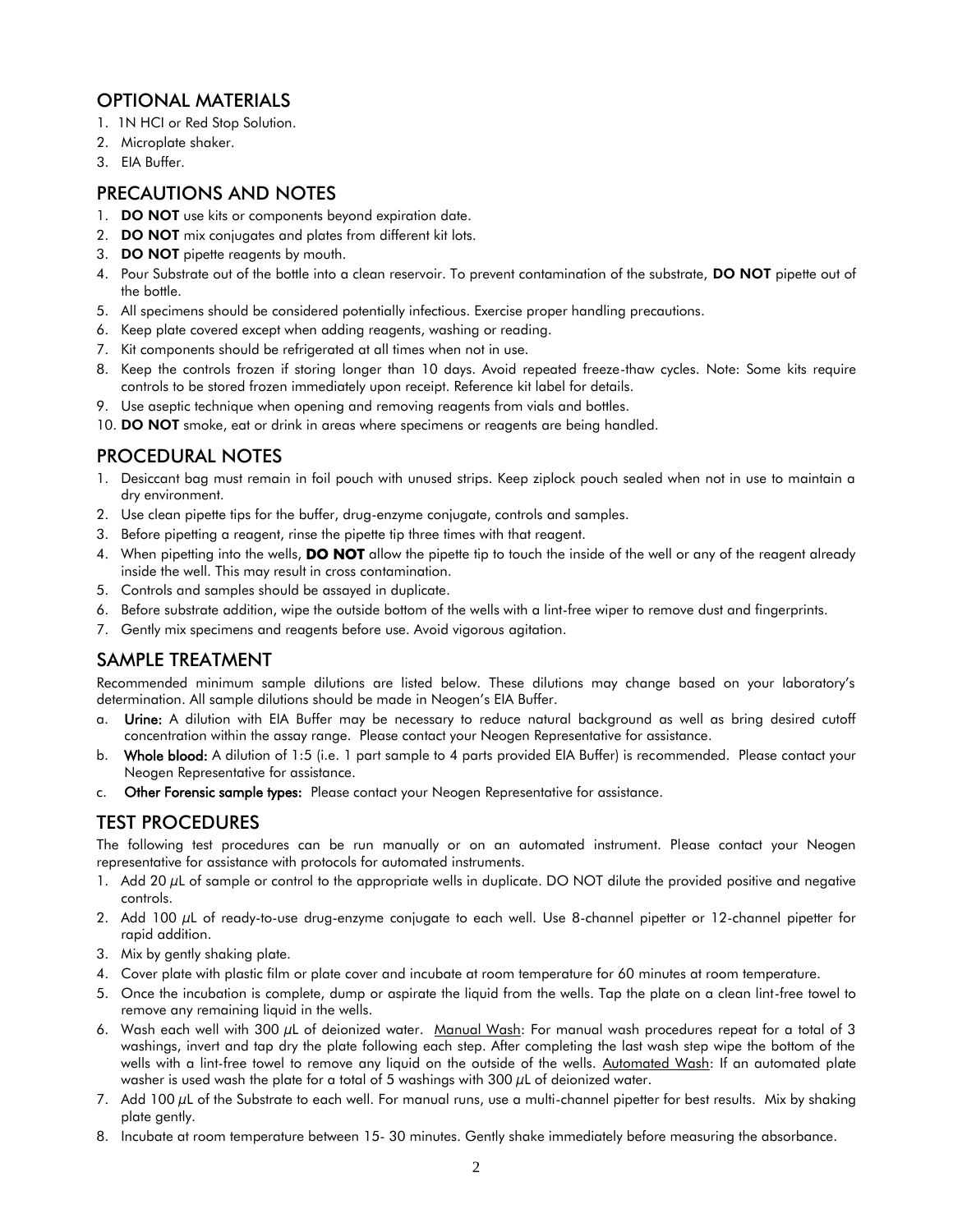## OPTIONAL MATERIALS

1. 1N HCl or Red Stop Solution.
2. Microplate shaker.
3. EIA Buffer.

## PRECAUTIONS AND NOTES

1. **DO NOT** use kits or components beyond expiration date.
2. **DO NOT** mix conjugates and plates from different kit lots.
3. **DO NOT** pipette reagents by mouth.
4. Pour Substrate out of the bottle into a clean reservoir. To prevent contamination of the substrate, **DO NOT** pipette out of the bottle.
5. All specimens should be considered potentially infectious. Exercise proper handling precautions.
6. Keep plate covered except when adding reagents, washing or reading.
7. Kit components should be refrigerated at all times when not in use.
8. Keep the controls frozen if storing longer than 10 days. Avoid repeated freeze-thaw cycles. Note: Some kits require controls to be stored frozen immediately upon receipt. Reference kit label for details.
9. Use aseptic technique when opening and removing reagents from vials and bottles.
10. **DO NOT** smoke, eat or drink in areas where specimens or reagents are being handled.

## PROCEDURAL NOTES

1. Desiccant bag must remain in foil pouch with unused strips. Keep ziplock pouch sealed when not in use to maintain a dry environment.
2. Use clean pipette tips for the buffer, drug-enzyme conjugate, controls and samples.
3. Before pipetting a reagent, rinse the pipette tip three times with that reagent.
4. When pipetting into the wells, **DO NOT** allow the pipette tip to touch the inside of the well or any of the reagent already inside the well. This may result in cross contamination.
5. Controls and samples should be assayed in duplicate.
6. Before substrate addition, wipe the outside bottom of the wells with a lint-free wiper to remove dust and fingerprints.
7. Gently mix specimens and reagents before use. Avoid vigorous agitation.

## SAMPLE TREATMENT

Recommended minimum sample dilutions are listed below. These dilutions may change based on your laboratory's determination. All sample dilutions should be made in Neogen's EIA Buffer.

a. **Urine:** A dilution with EIA Buffer may be necessary to reduce natural background as well as bring desired cutoff concentration within the assay range. Please contact your Neogen Representative for assistance.
b. **Whole blood:** A dilution of 1:5 (i.e. 1 part sample to 4 parts provided EIA Buffer) is recommended. Please contact your Neogen Representative for assistance.
c. **Other Forensic sample types:** Please contact your Neogen Representative for assistance.

## TEST PROCEDURES

The following test procedures can be run manually or on an automated instrument. Please contact your Neogen representative for assistance with protocols for automated instruments.

1. Add 20 µL of sample or control to the appropriate wells in duplicate. DO NOT dilute the provided positive and negative controls.
2. Add 100 µL of ready-to-use drug-enzyme conjugate to each well. Use 8-channel pipetter or 12-channel pipetter for rapid addition.
3. Mix by gently shaking plate.
4. Cover plate with plastic film or plate cover and incubate at room temperature for 60 minutes at room temperature.
5. Once the incubation is complete, dump or aspirate the liquid from the wells. Tap the plate on a clean lint-free towel to remove any remaining liquid in the wells.
6. Wash each well with 300 µL of deionized water. Manual Wash: For manual wash procedures repeat for a total of 3 washings, invert and tap dry the plate following each step. After completing the last wash step wipe the bottom of the wells with a lint-free towel to remove any liquid on the outside of the wells. Automated Wash: If an automated plate washer is used wash the plate for a total of 5 washings with 300 µL of deionized water.
7. Add 100 µL of the Substrate to each well. For manual runs, use a multi-channel pipetter for best results. Mix by shaking plate gently.
8. Incubate at room temperature between 15- 30 minutes. Gently shake immediately before measuring the absorbance.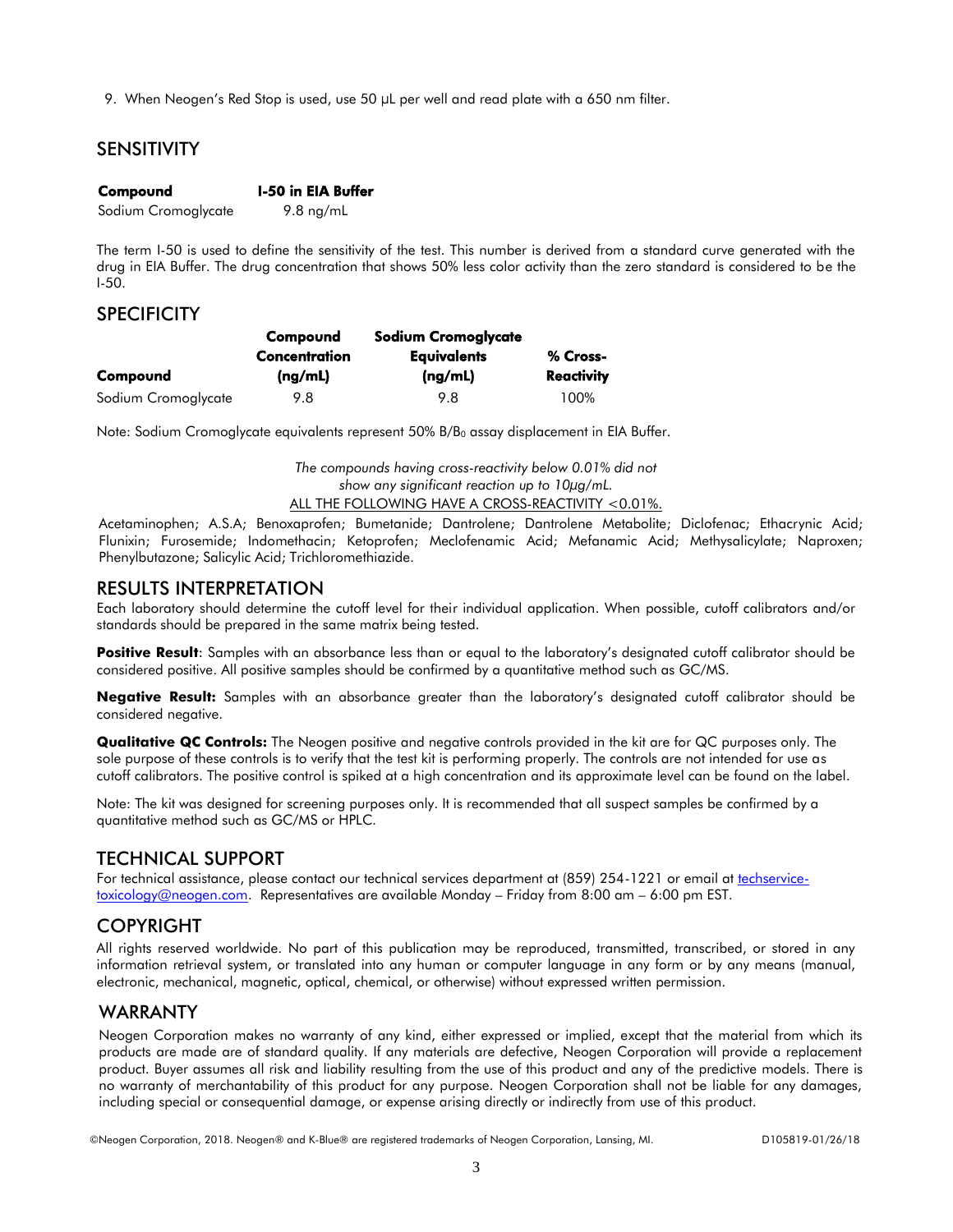9. When Neogen's Red Stop is used, use 50 µL per well and read plate with a 650 nm filter.

## SENSITIVITY

| Compound | I-50 in EIA Buffer |
|---|---|
| Sodium Cromoglycate | 9.8 ng/mL |

The term I-50 is used to define the sensitivity of the test. This number is derived from a standard curve generated with the drug in EIA Buffer. The drug concentration that shows 50% less color activity than the zero standard is considered to be the I-50.

## SPECIFICITY

| Compound | Compound Concentration (ng/mL) | Sodium Cromoglycate Equivalents (ng/mL) | % Cross-Reactivity |
|---|---|---|---|
| Sodium Cromoglycate | 9.8 | 9.8 | 100% |

Note: Sodium Cromoglycate equivalents represent 50% $B/B_0$ assay displacement in EIA Buffer.

*The compounds having cross-reactivity below 0.01% did not show any significant reaction up to 10µg/mL.*

ALL THE FOLLOWING HAVE A CROSS-REACTIVITY <0.01%.

Acetaminophen; A.S.A; Benoxaprofen; Bumetanide; Dantrolene; Dantrolene Metabolite; Diclofenac; Ethacrynic Acid; Flunixin; Furosemide; Indomethacin; Ketoprofen; Meclofenamic Acid; Mefanamic Acid; Methysalicylate; Naproxen; Phenylbutazone; Salicylic Acid; Trichloromethiazide.

## RESULTS INTERPRETATION

Each laboratory should determine the cutoff level for their individual application. When possible, cutoff calibrators and/or standards should be prepared in the same matrix being tested.

**Positive Result**: Samples with an absorbance less than or equal to the laboratory's designated cutoff calibrator should be considered positive. All positive samples should be confirmed by a quantitative method such as GC/MS.

**Negative Result:** Samples with an absorbance greater than the laboratory's designated cutoff calibrator should be considered negative.

**Qualitative QC Controls:** The Neogen positive and negative controls provided in the kit are for QC purposes only. The sole purpose of these controls is to verify that the test kit is performing properly. The controls are not intended for use as cutoff calibrators. The positive control is spiked at a high concentration and its approximate level can be found on the label.

Note: The kit was designed for screening purposes only. It is recommended that all suspect samples be confirmed by a quantitative method such as GC/MS or HPLC.

## TECHNICAL SUPPORT

For technical assistance, please contact our technical services department at (859) 254-1221 or email at techservice-toxicology@neogen.com. Representatives are available Monday – Friday from 8:00 am – 6:00 pm EST.

## COPYRIGHT

All rights reserved worldwide. No part of this publication may be reproduced, transmitted, transcribed, or stored in any information retrieval system, or translated into any human or computer language in any form or by any means (manual, electronic, mechanical, magnetic, optical, chemical, or otherwise) without expressed written permission.

## WARRANTY

Neogen Corporation makes no warranty of any kind, either expressed or implied, except that the material from which its products are made are of standard quality. If any materials are defective, Neogen Corporation will provide a replacement product. Buyer assumes all risk and liability resulting from the use of this product and any of the predictive models. There is no warranty of merchantability of this product for any purpose. Neogen Corporation shall not be liable for any damages, including special or consequential damage, or expense arising directly or indirectly from use of this product.

©Neogen Corporation, 2018. Neogen® and K-Blue® are registered trademarks of Neogen Corporation, Lansing, MI. D105819-01/26/18